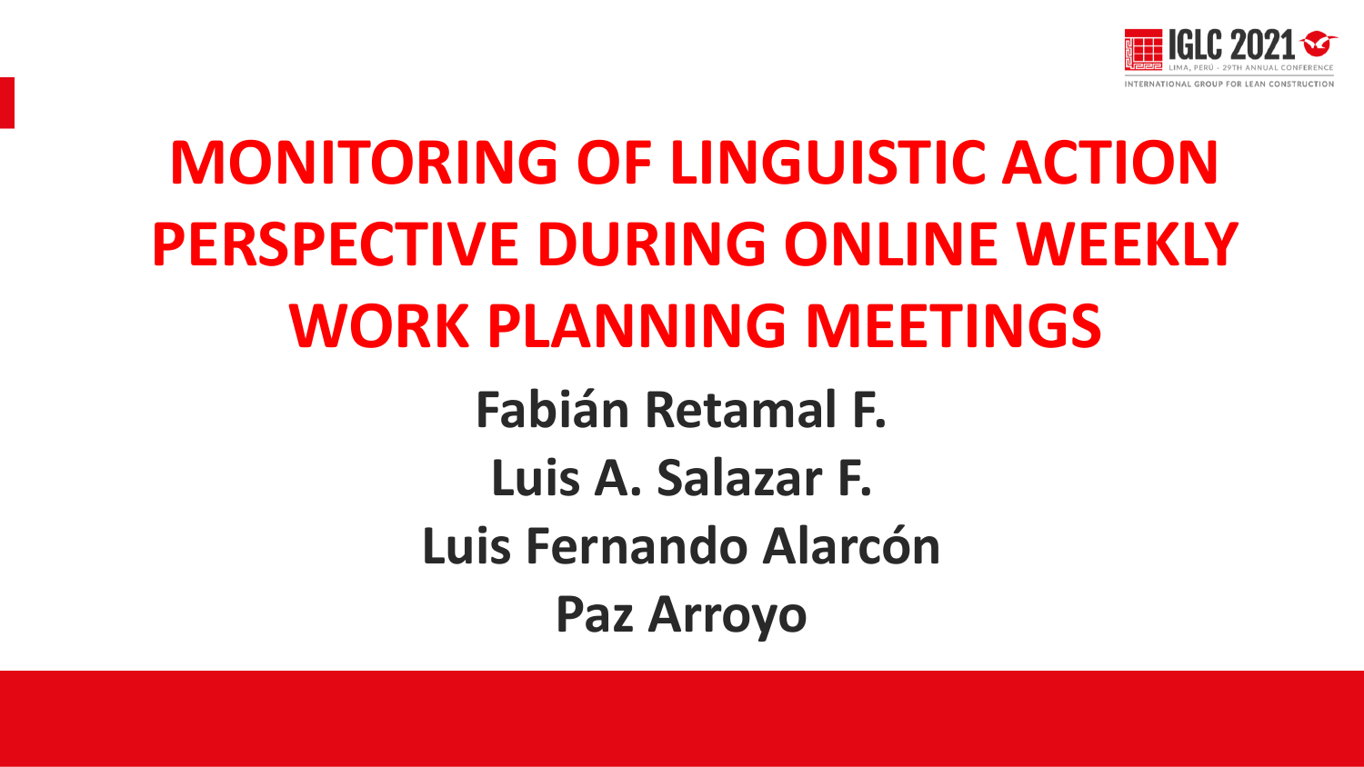# MONITORING OF LINGUISTIC ACTION PERSPECTIVE DURING ONLINE WEEKLY WORK PLANNING MEETINGS

**Fabián Retamal F.**

**Luis A. Salazar F.**

**Luis Fernando Alarcón**

**Paz Arroyo**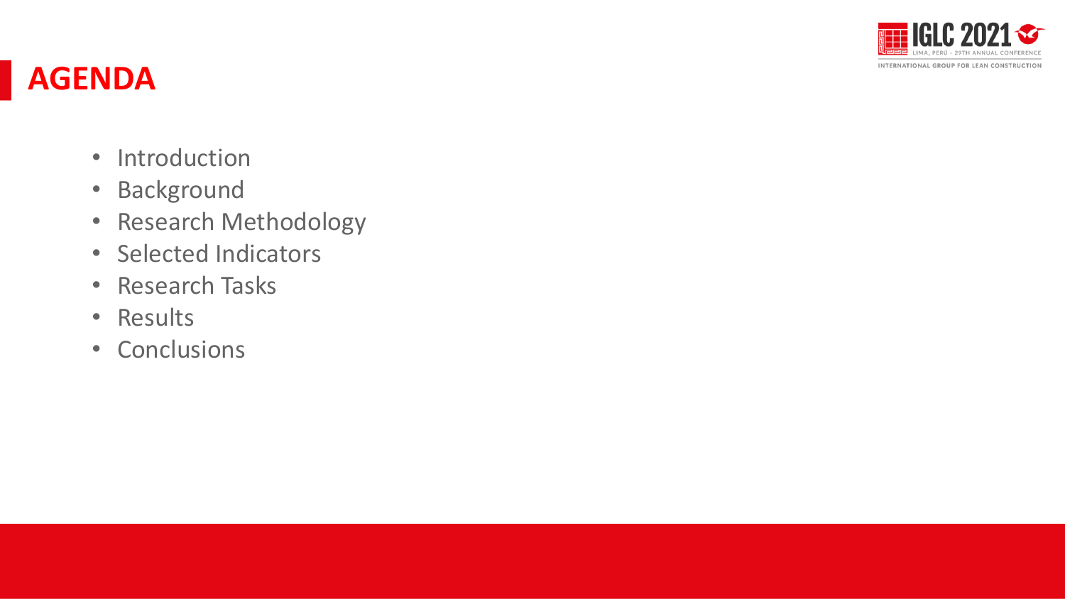# AGENDA

- Introduction
- Background
- Research Methodology
- Selected Indicators
- Research Tasks
- Results
- Conclusions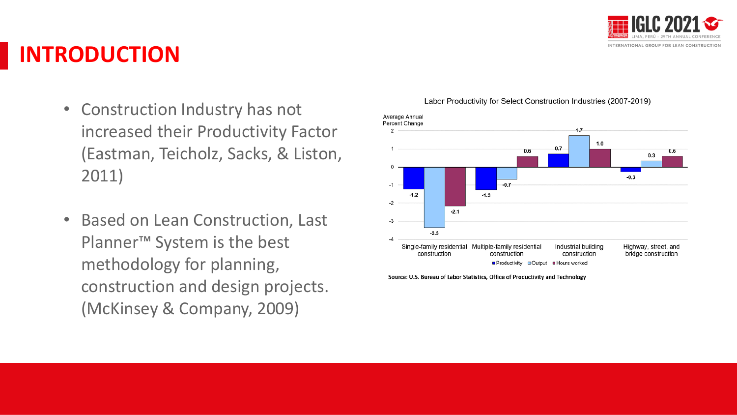# INTRODUCTION

- Construction Industry has not increased their Productivity Factor (Eastman, Teicholz, Sacks, & Liston, 2011)
- Based on Lean Construction, Last Planner™ System is the best methodology for planning, construction and design projects. (McKinsey & Company, 2009)

Labor Productivity for Select Construction Industries (2007-2019)

Average Annual Percent Change

| Industry | Productivity | Output | Hours worked |
|---|---|---|---|
| Single-family residential construction | -1.2 | -3.3 | -2.1 |
| Multiple-family residential construction | -1.3 | -0.7 | 0.6 |
| Industrial building construction | 0.7 | 1.7 | 1.0 |
| Highway, street, and bridge construction | -0.3 | 0.3 | 0.6 |

Source: U.S. Bureau of Labor Statistics, Office of Productivity and Technology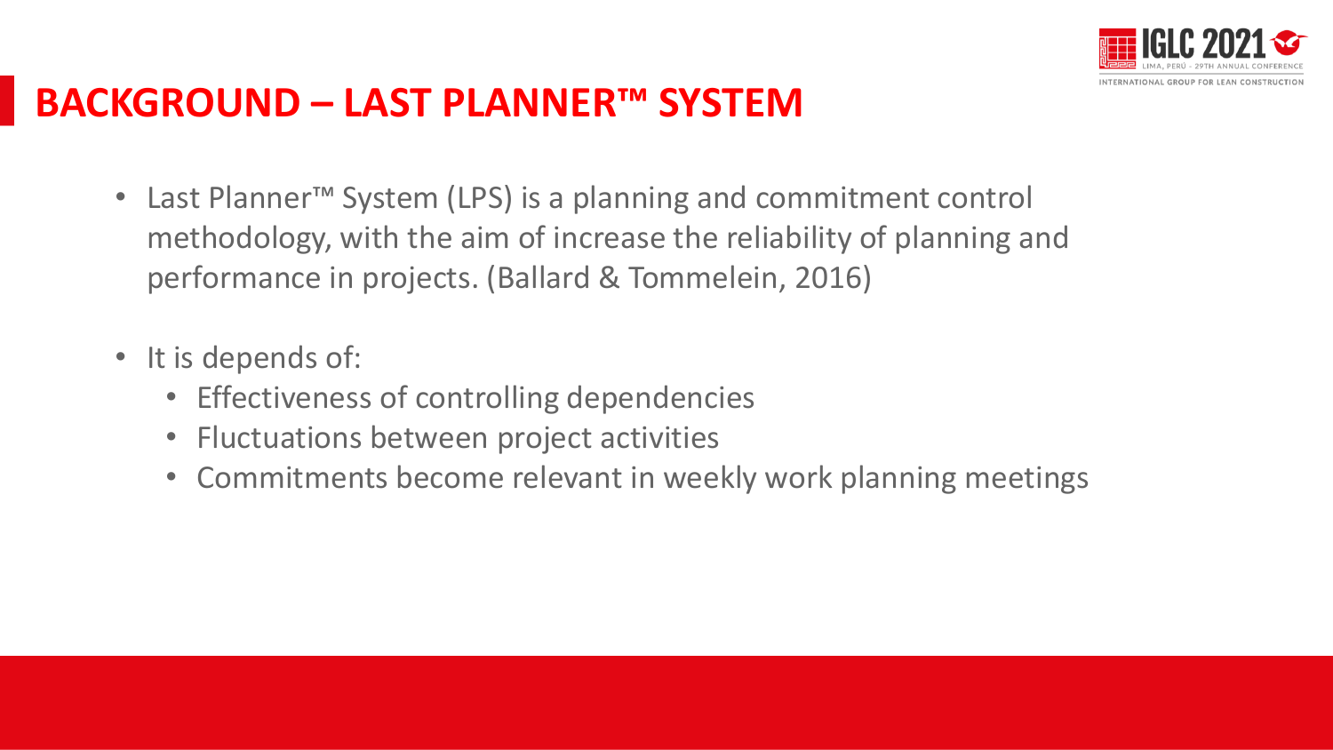# BACKGROUND – LAST PLANNER™ SYSTEM

- Last Planner™ System (LPS) is a planning and commitment control methodology, with the aim of increase the reliability of planning and performance in projects. (Ballard & Tommelein, 2016)
- It is depends of:
  - Effectiveness of controlling dependencies
  - Fluctuations between project activities
  - Commitments become relevant in weekly work planning meetings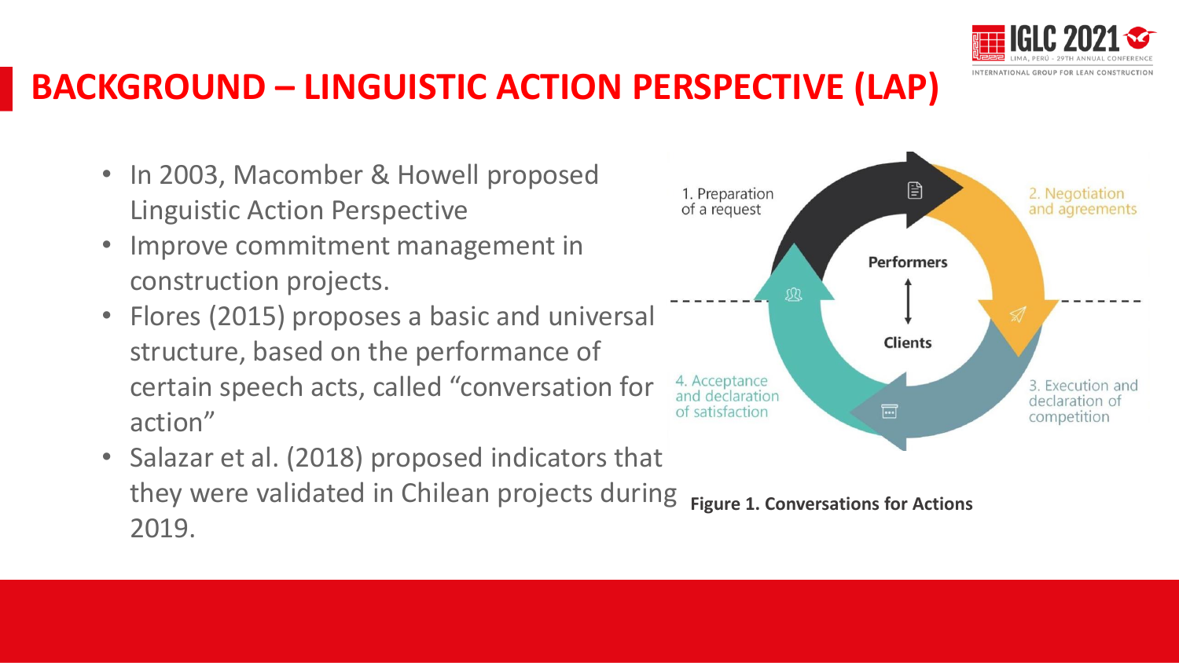# BACKGROUND – LINGUISTIC ACTION PERSPECTIVE (LAP)

- In 2003, Macomber & Howell proposed Linguistic Action Perspective
- Improve commitment management in construction projects.
- Flores (2015) proposes a basic and universal structure, based on the performance of certain speech acts, called "conversation for action"
- Salazar et al. (2018) proposed indicators that they were validated in Chilean projects during 2019.

1. Preparation of a request

2. Negotiation and agreements

3. Execution and declaration of competition

4. Acceptance and declaration of satisfaction

Performers

Clients

**Figure 1. Conversations for Actions**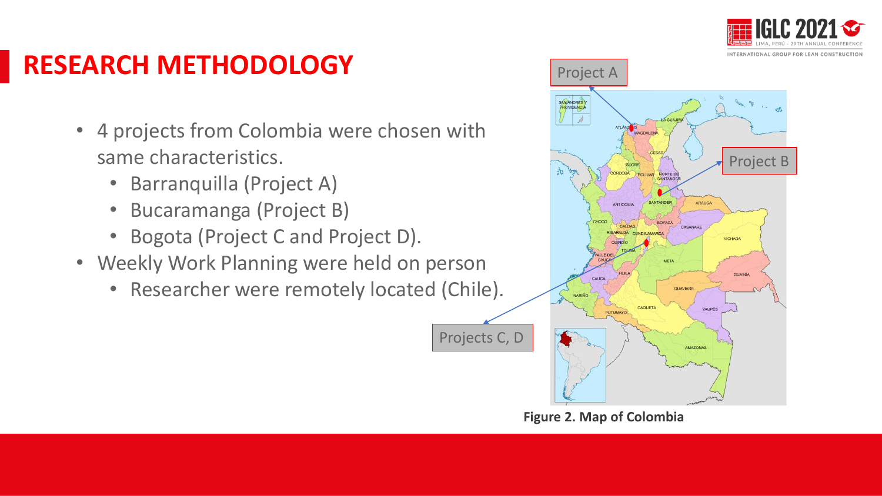# RESEARCH METHODOLOGY

- 4 projects from Colombia were chosen with same characteristics.
  - Barranquilla (Project A)
  - Bucaramanga (Project B)
  - Bogota (Project C and Project D).
- Weekly Work Planning were held on person
  - Researcher were remotely located (Chile).

Project A

Project B

Projects C, D

**Figure 2. Map of Colombia**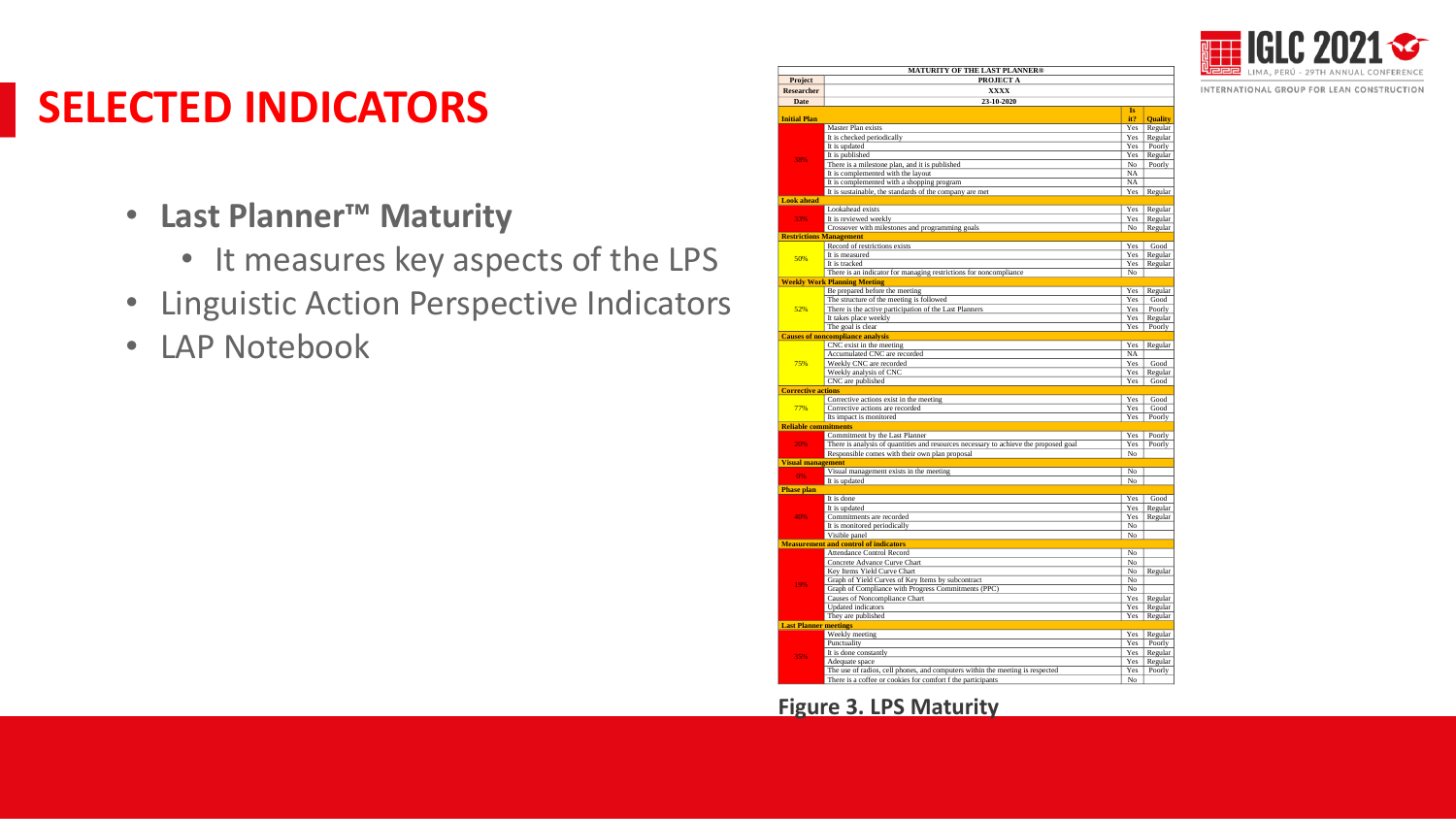# SELECTED INDICATORS

- **Last Planner™ Maturity**
  - It measures key aspects of the LPS
- Linguistic Action Perspective Indicators
- LAP Notebook

| MATURITY OF THE LAST PLANNER® | | | |
|---|---|---|---|
| **Project** | **PROJECT A** | | |
| **Researcher** | **XXXX** | | |
| **Date** | **23-10-2020** | | |
| **Initial Plan** | | **Is it?** | **Quality** |
| 38% | Master Plan exists | Yes | Regular |
| | It is checked periodically | Yes | Regular |
| | It is updated | Yes | Poorly |
| | It is published | Yes | Regular |
| | There is a milestone plan, and it is published | No | Poorly |
| | It is complemented with the layout | NA | |
| | It is complemented with a shopping program | NA | |
| | It is sustainable, the standards of the company are met | Yes | Regular |
| **Look ahead** | | | |
| 33% | Lookahead exists | Yes | Regular |
| | It is reviewed weekly | Yes | Regular |
| | Crossover with milestones and programming goals | No | Regular |
| **Restrictions Management** | | | |
| 50% | Record of restrictions exists | Yes | Good |
| | It is measured | Yes | Regular |
| | It is tracked | Yes | Regular |
| | There is an indicator for managing restrictions for noncompliance | No | |
| **Weekly Work Planning Meeting** | | | |
| 52% | Be prepared before the meeting | Yes | Regular |
| | The structure of the meeting is followed | Yes | Good |
| | There is the active participation of the Last Planners | Yes | Poorly |
| | It takes place weekly | Yes | Regular |
| | The goal is clear | Yes | Poorly |
| **Causes of noncompliance analysis** | | | |
| 75% | CNC exist in the meeting | Yes | Regular |
| | Accumulated CNC are recorded | NA | |
| | Weekly CNC are recorded | Yes | Good |
| | Weekly analysis of CNC | Yes | Regular |
| | CNC are published | Yes | Good |
| **Corrective actions** | | | |
| 77% | Corrective actions exist in the meeting | Yes | Good |
| | Corrective actions are recorded | Yes | Good |
| | Its impact is monitored | Yes | Poorly |
| **Reliable commitments** | | | |
| 20% | Commitment by the Last Planner | Yes | Poorly |
| | There is analysis of quantities and resources necessary to achieve the proposed goal | Yes | Poorly |
| | Responsible comes with their own plan proposal | No | |
| **Visual management** | | | |
| 0% | Visual management exists in the meeting | No | |
| | It is updated | No | |
| **Phase plan** | | | |
| 40% | It is done | Yes | Good |
| | It is updated | Yes | Regular |
| | Commitments are recorded | Yes | Regular |
| | It is monitored periodically | No | |
| | Visible panel | No | |
| **Measurement and control of indicators** | | | |
| 19% | Attendance Control Record | No | |
| | Concrete Advance Curve Chart | No | |
| | Key Items Yield Curve Chart | No | Regular |
| | Graph of Yield Curves of Key Items by subcontract | No | |
| | Graph of Compliance with Progress Commitments (PPC) | No | |
| | Causes of Noncompliance Chart | Yes | Regular |
| | Updated indicators | Yes | Regular |
| | They are published | Yes | Regular |
| **Last Planner meetings** | | | |
| 35% | Weekly meeting | Yes | Regular |
| | Punctuality | Yes | Poorly |
| | It is done constantly | Yes | Regular |
| | Adequate space | Yes | Regular |
| | The use of radios, cell phones, and computers within the meeting is respected | Yes | Poorly |
| | There is a coffee or cookies for comfort f the participants | No | |

**Figure 3. LPS Maturity**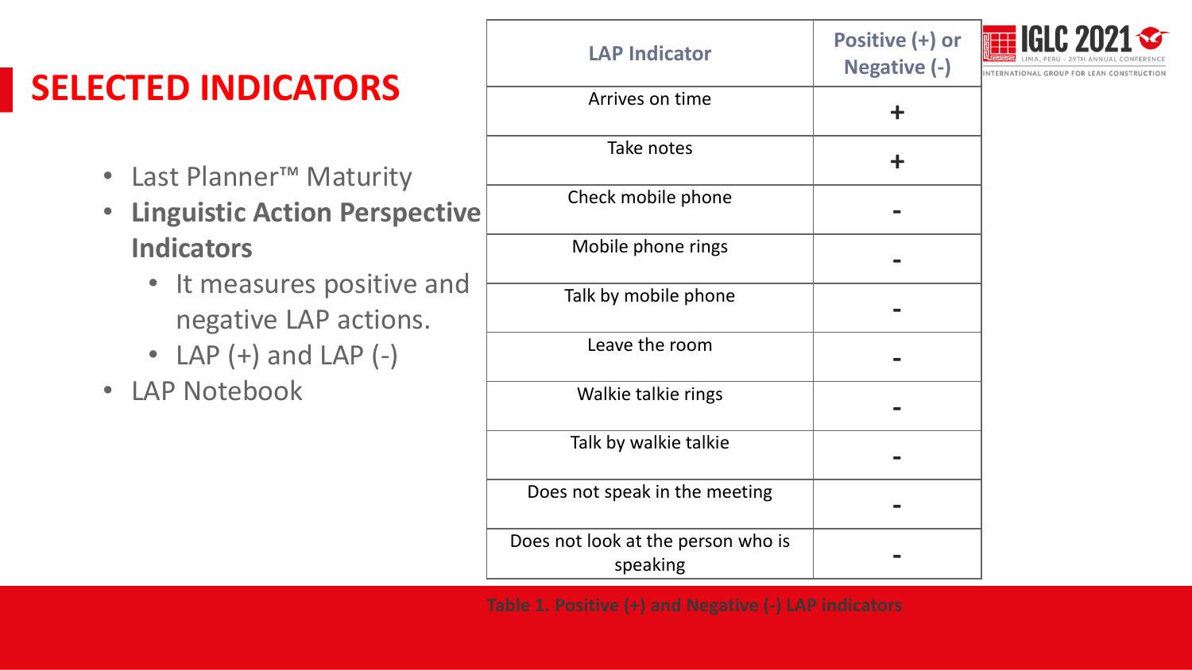# SELECTED INDICATORS

- Last Planner™ Maturity
- **Linguistic Action Perspective Indicators**
  - It measures positive and negative LAP actions.
  - LAP (+) and LAP (-)
- LAP Notebook

| LAP Indicator | Positive (+) or Negative (-) |
|---|---|
| Arrives on time | + |
| Take notes | + |
| Check mobile phone | - |
| Mobile phone rings | - |
| Talk by mobile phone | - |
| Leave the room | - |
| Walkie talkie rings | - |
| Talk by walkie talkie | - |
| Does not speak in the meeting | - |
| Does not look at the person who is speaking | - |

Table 1. Positive (+) and Negative (-) LAP indicators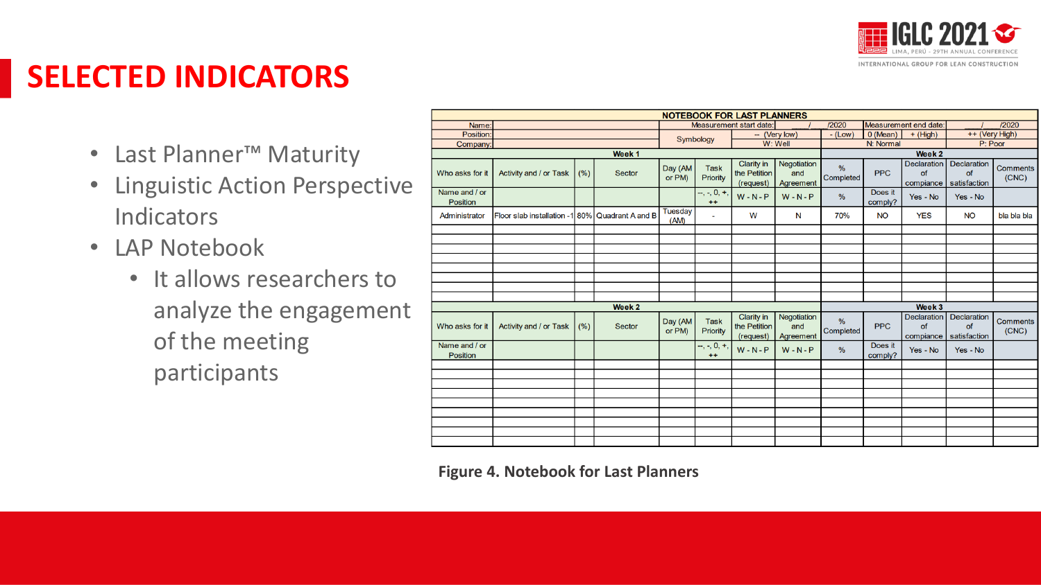# SELECTED INDICATORS

- Last Planner™ Maturity
- Linguistic Action Perspective Indicators
- LAP Notebook
  - It allows researchers to analyze the engagement of the meeting participants

| NOTEBOOK FOR LAST PLANNERS | | | | | | | | | | | | | |
|---|---|---|---|---|---|---|---|---|---|---|---|---|---|
| Name: | | | | Measurement start date: | | / | /2020 | Measurement end date: | | / | /2020 | | |
| Position: | | | | Symbology | | -- (Very low) | - (Low) | 0 (Mean) | + (High) | ++ (Very High) | | | |
| Company: | | | | | | W: Well | | N: Normal | | P: Poor | | | |
| **Week 1** | | | | | | | | **Week 2** | | | | | |
| Who asks for it | Activity and / or Task | (%) | Sector | Day (AM or PM) | Task Priority | Clarity in the Petition (request) | Negotiation and Agreement | % Completed | PPC | Declaration of compiance | Declaration of satisfaction | Comments (CNC) | |
| Name and / or Position | | | | | --, -, 0, +, ++ | W - N - P | W - N - P | % | Does it comply? | Yes - No | Yes - No | | |
| Administrator | Floor slab installation -1 | 80% | Quadrant A and B | Tuesday (AM) | - | W | N | 70% | NO | YES | NO | bla bla bla | |
| **Week 2** | | | | | | | | **Week 3** | | | | | |
| Who asks for it | Activity and / or Task | (%) | Sector | Day (AM or PM) | Task Priority | Clarity in the Petition (request) | Negotiation and Agreement | % Completed | PPC | Declaration of compiance | Declaration of satisfaction | Comments (CNC) | |
| Name and / or Position | | | | | --, -, 0, +, ++ | W - N - P | W - N - P | % | Does it comply? | Yes - No | Yes - No | | |

**Figure 4. Notebook for Last Planners**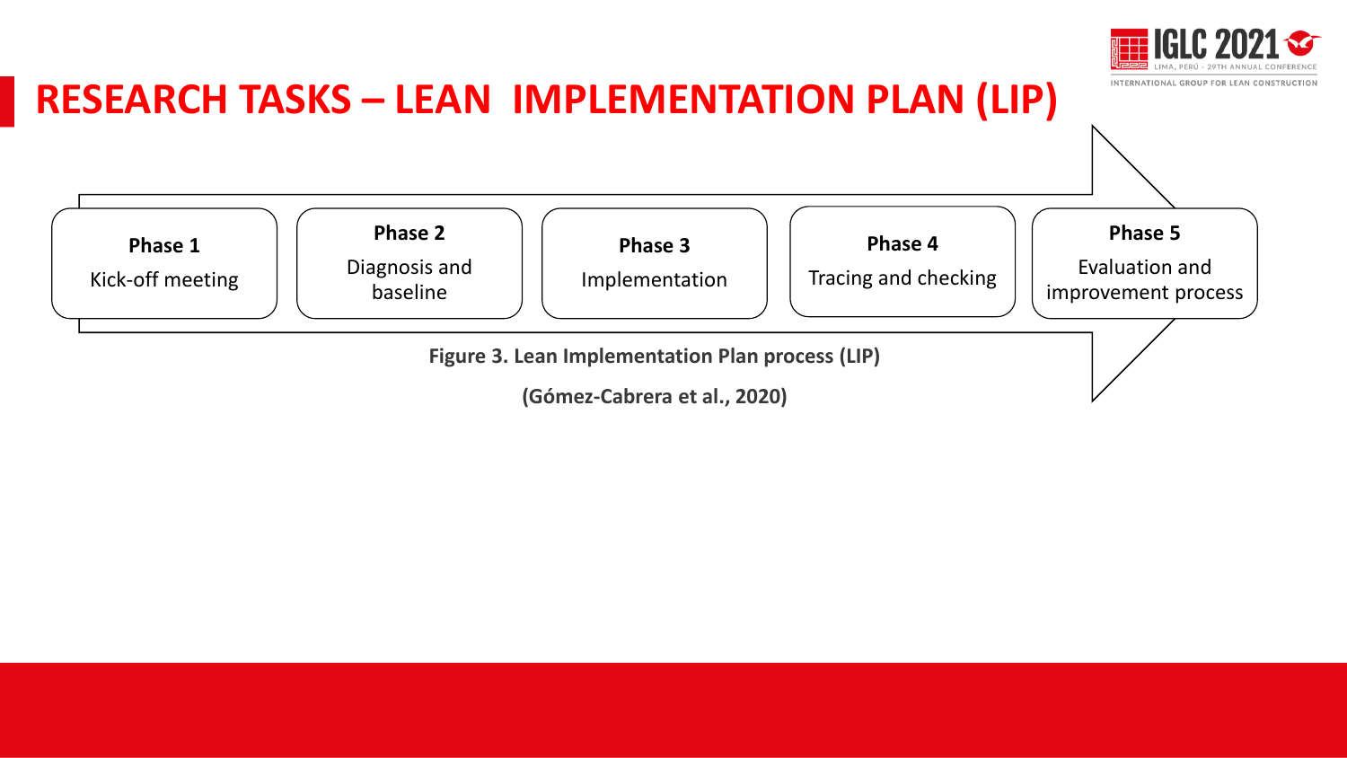# RESEARCH TASKS – LEAN IMPLEMENTATION PLAN (LIP)

**Phase 1**
Kick-off meeting

**Phase 2**
Diagnosis and baseline

**Phase 3**
Implementation

**Phase 4**
Tracing and checking

**Phase 5**
Evaluation and improvement process

**Figure 3. Lean Implementation Plan process (LIP)**

**(Gómez-Cabrera et al., 2020)**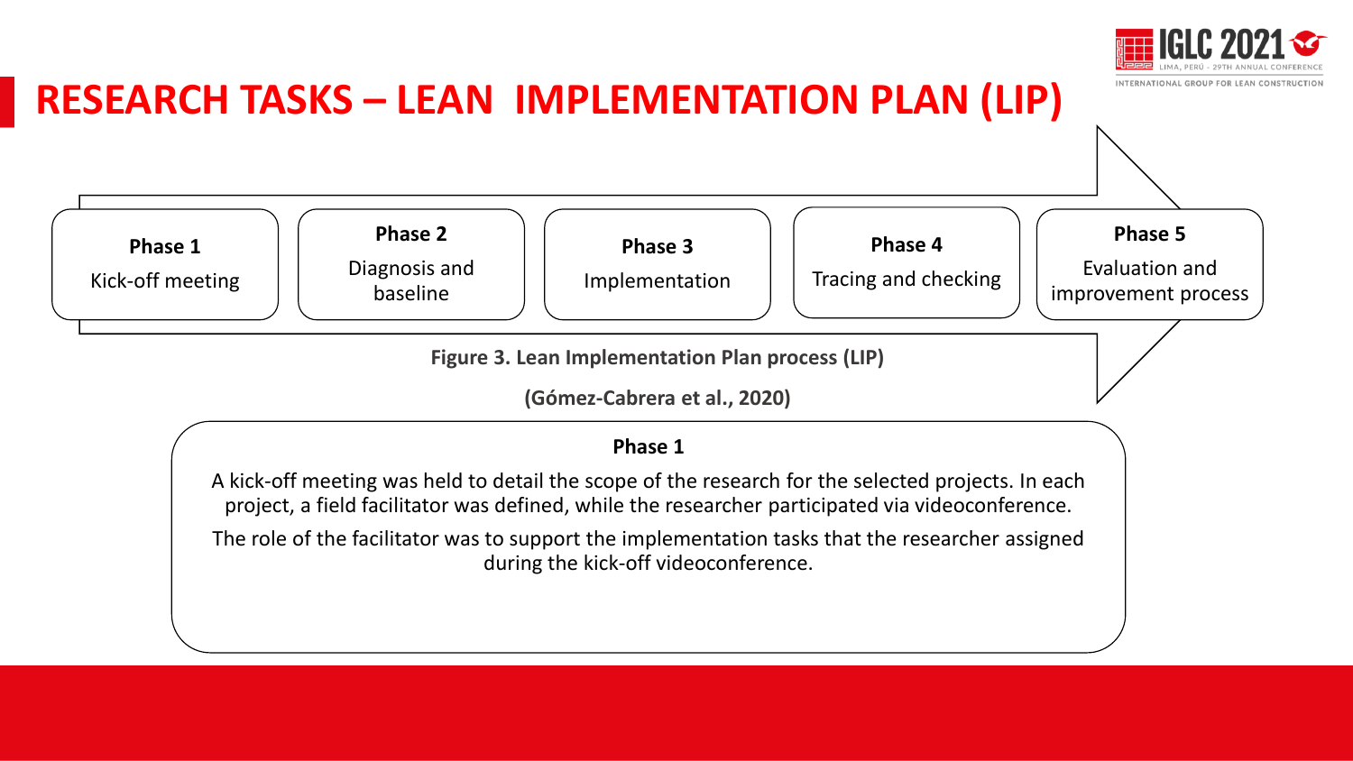# RESEARCH TASKS – LEAN IMPLEMENTATION PLAN (LIP)

**Phase 1**
Kick-off meeting

**Phase 2**
Diagnosis and baseline

**Phase 3**
Implementation

**Phase 4**
Tracing and checking

**Phase 5**
Evaluation and improvement process

**Figure 3. Lean Implementation Plan process (LIP)**

**(Gómez-Cabrera et al., 2020)**

**Phase 1**

A kick-off meeting was held to detail the scope of the research for the selected projects. In each project, a field facilitator was defined, while the researcher participated via videoconference.

The role of the facilitator was to support the implementation tasks that the researcher assigned during the kick-off videoconference.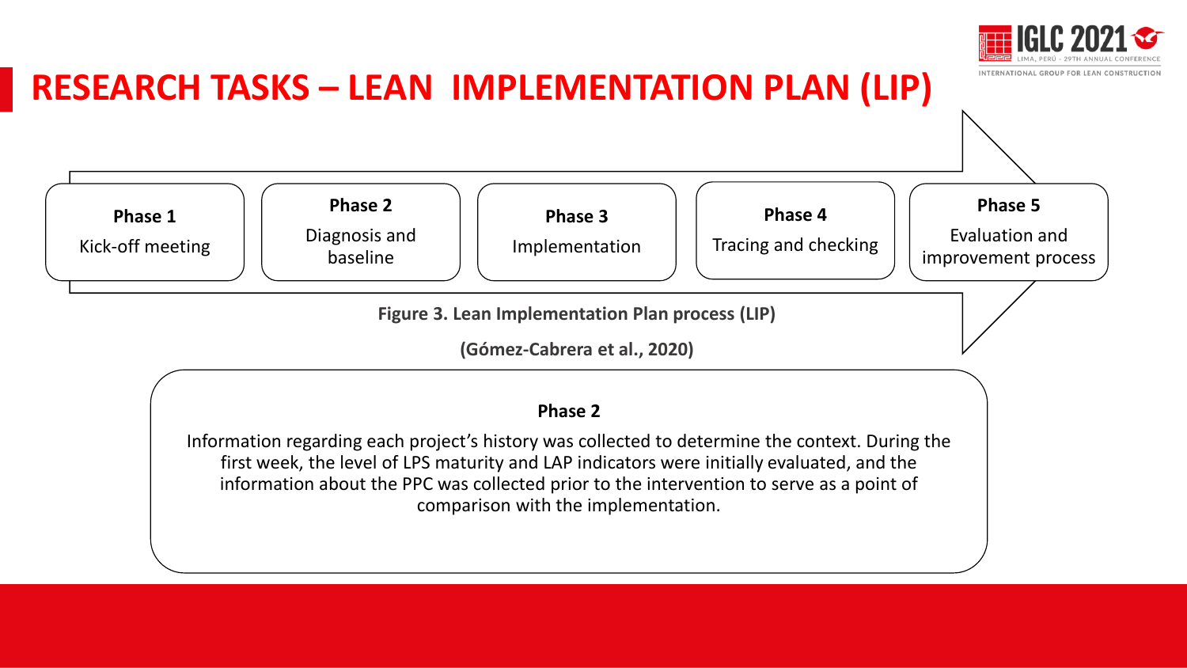# RESEARCH TASKS – LEAN IMPLEMENTATION PLAN (LIP)

**Phase 1**
Kick-off meeting

**Phase 2**
Diagnosis and baseline

**Phase 3**
Implementation

**Phase 4**
Tracing and checking

**Phase 5**
Evaluation and improvement process

**Figure 3. Lean Implementation Plan process (LIP)**

**(Gómez-Cabrera et al., 2020)**

**Phase 2**

Information regarding each project's history was collected to determine the context. During the first week, the level of LPS maturity and LAP indicators were initially evaluated, and the information about the PPC was collected prior to the intervention to serve as a point of comparison with the implementation.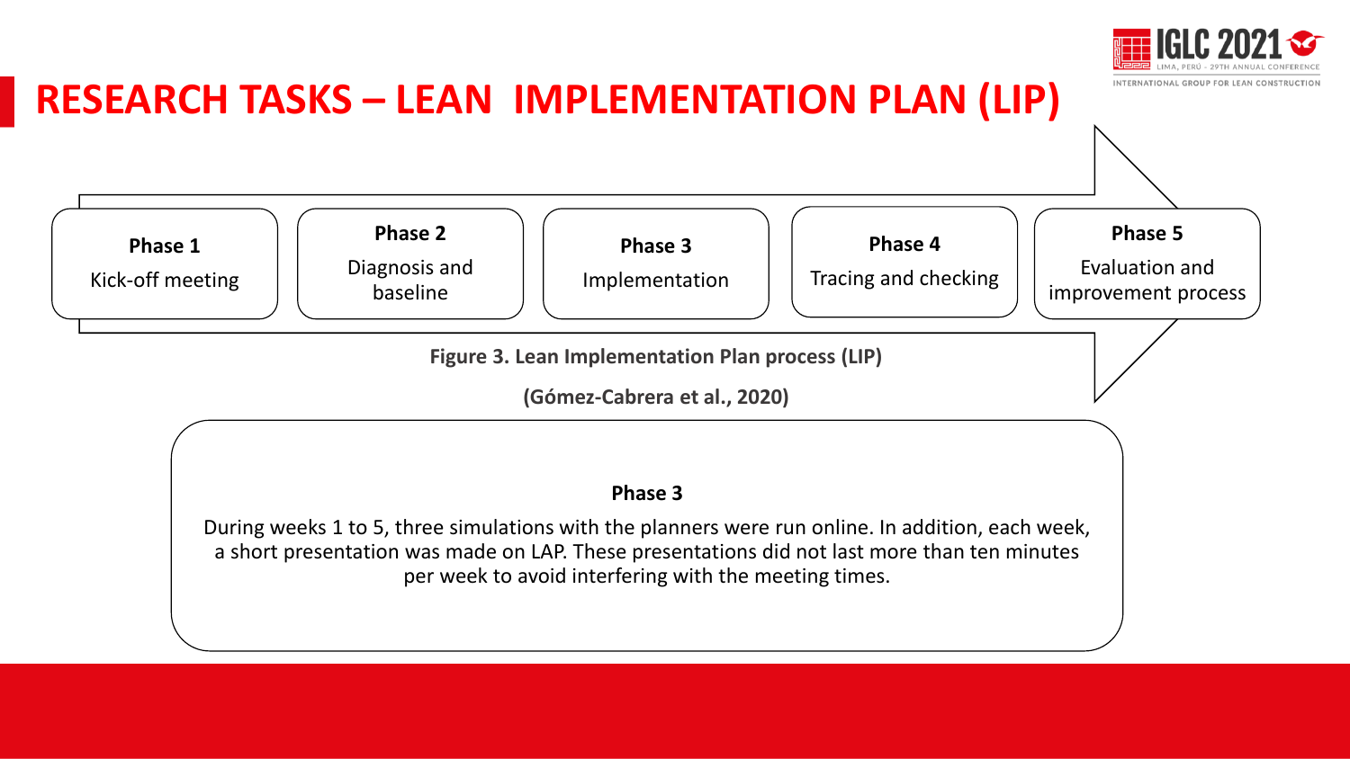# RESEARCH TASKS – LEAN IMPLEMENTATION PLAN (LIP)

**Phase 1**
Kick-off meeting

**Phase 2**
Diagnosis and baseline

**Phase 3**
Implementation

**Phase 4**
Tracing and checking

**Phase 5**
Evaluation and improvement process

**Figure 3. Lean Implementation Plan process (LIP)**

**(Gómez-Cabrera et al., 2020)**

**Phase 3**

During weeks 1 to 5, three simulations with the planners were run online. In addition, each week, a short presentation was made on LAP. These presentations did not last more than ten minutes per week to avoid interfering with the meeting times.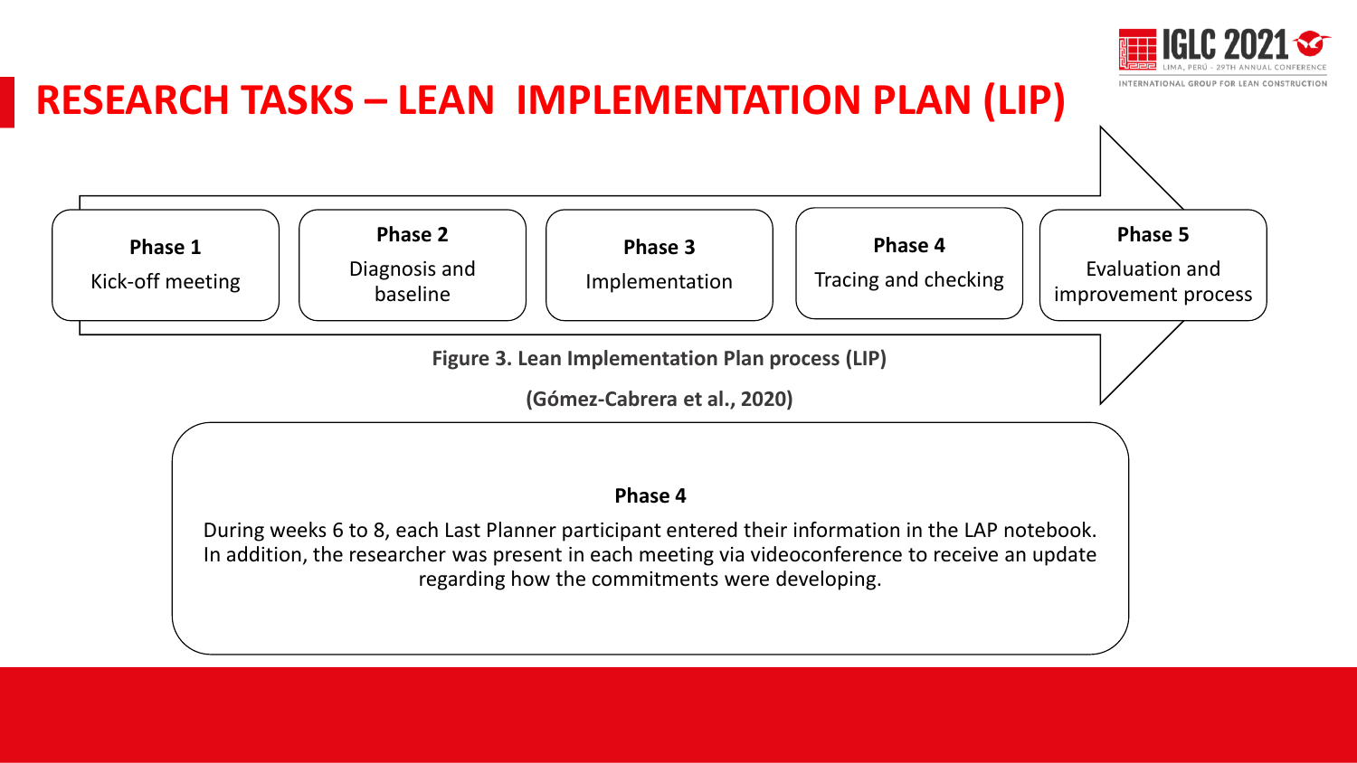# RESEARCH TASKS – LEAN IMPLEMENTATION PLAN (LIP)

**Phase 1**
Kick-off meeting

**Phase 2**
Diagnosis and baseline

**Phase 3**
Implementation

**Phase 4**
Tracing and checking

**Phase 5**
Evaluation and improvement process

**Figure 3. Lean Implementation Plan process (LIP)**

**(Gómez-Cabrera et al., 2020)**

**Phase 4**

During weeks 6 to 8, each Last Planner participant entered their information in the LAP notebook. In addition, the researcher was present in each meeting via videoconference to receive an update regarding how the commitments were developing.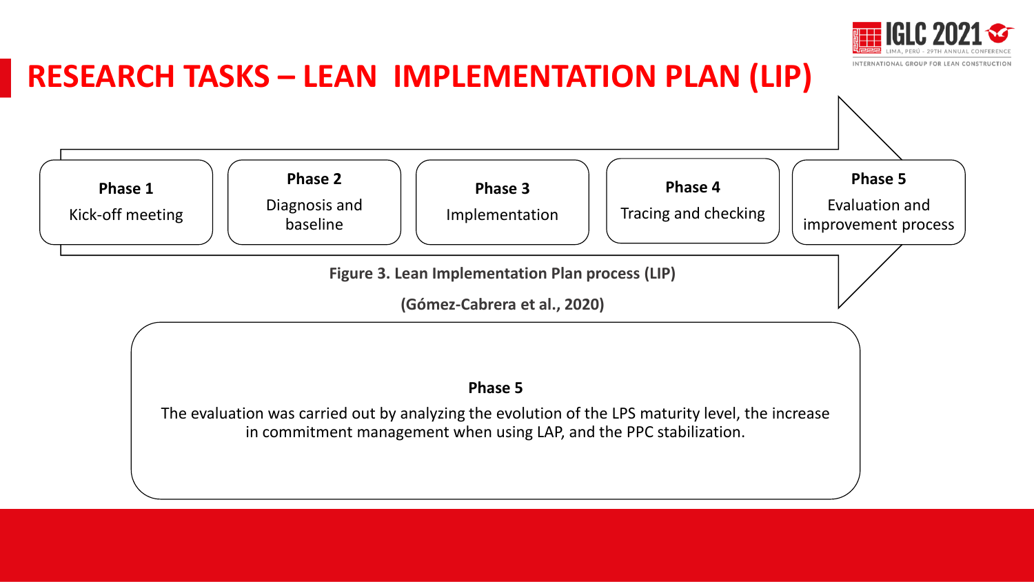# RESEARCH TASKS – LEAN IMPLEMENTATION PLAN (LIP)

**Phase 1**
Kick-off meeting

**Phase 2**
Diagnosis and baseline

**Phase 3**
Implementation

**Phase 4**
Tracing and checking

**Phase 5**
Evaluation and improvement process

**Figure 3. Lean Implementation Plan process (LIP)**

**(Gómez-Cabrera et al., 2020)**

**Phase 5**

The evaluation was carried out by analyzing the evolution of the LPS maturity level, the increase in commitment management when using LAP, and the PPC stabilization.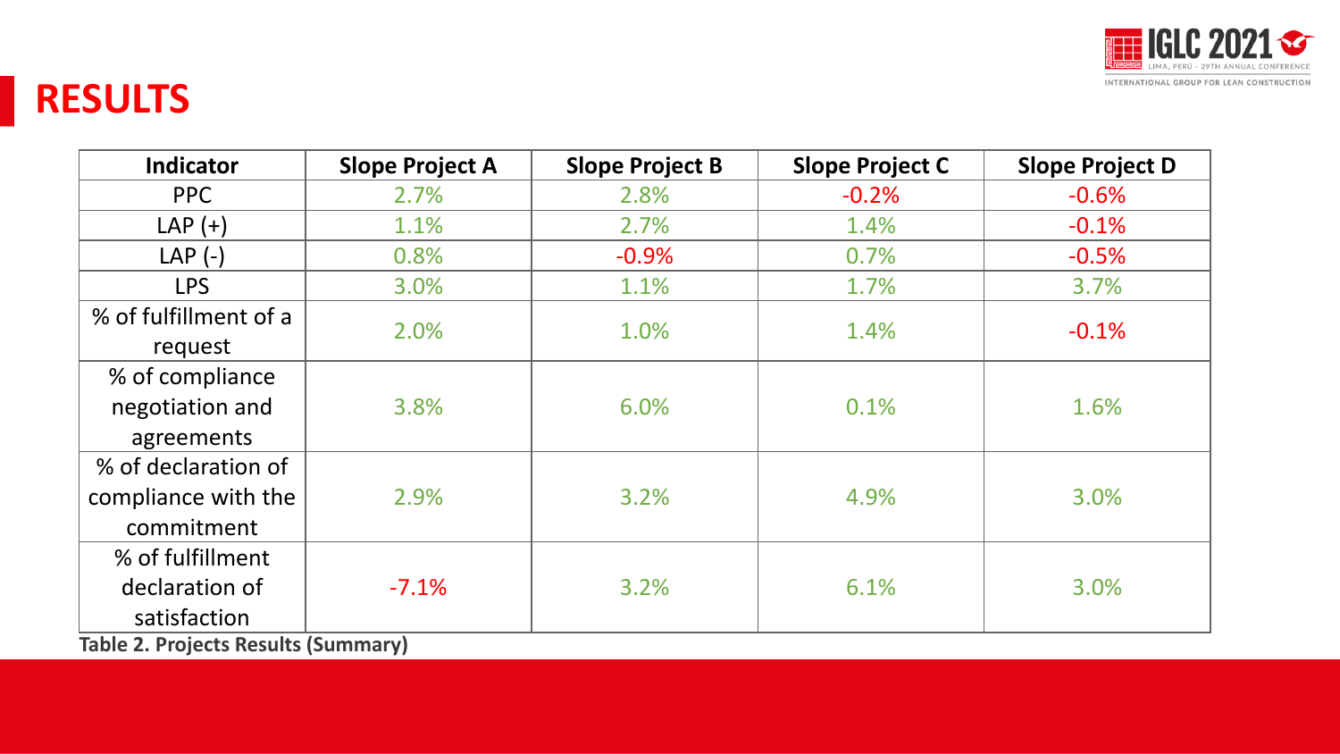## RESULTS

| Indicator | Slope Project A | Slope Project B | Slope Project C | Slope Project D |
|---|---|---|---|---|
| PPC | 2.7% | 2.8% | -0.2% | -0.6% |
| LAP (+) | 1.1% | 2.7% | 1.4% | -0.1% |
| LAP (-) | 0.8% | -0.9% | 0.7% | -0.5% |
| LPS | 3.0% | 1.1% | 1.7% | 3.7% |
| % of fulfillment of a request | 2.0% | 1.0% | 1.4% | -0.1% |
| % of compliance negotiation and agreements | 3.8% | 6.0% | 0.1% | 1.6% |
| % of declaration of compliance with the commitment | 2.9% | 3.2% | 4.9% | 3.0% |
| % of fulfillment declaration of satisfaction | -7.1% | 3.2% | 6.1% | 3.0% |

**Table 2. Projects Results (Summary)**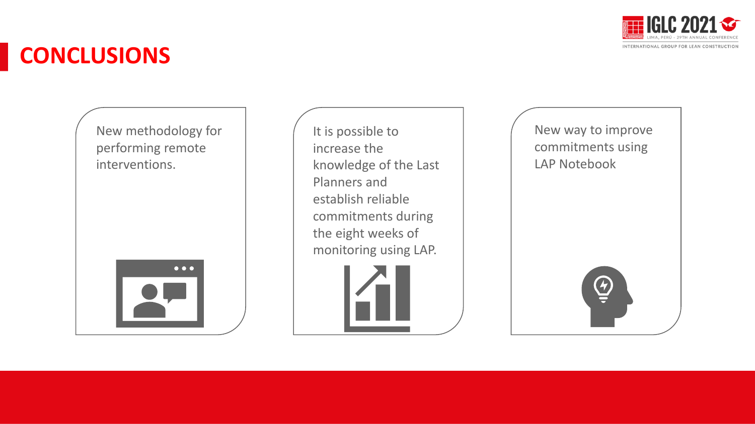# CONCLUSIONS

New methodology for performing remote interventions.

It is possible to increase the knowledge of the Last Planners and establish reliable commitments during the eight weeks of monitoring using LAP.

New way to improve commitments using LAP Notebook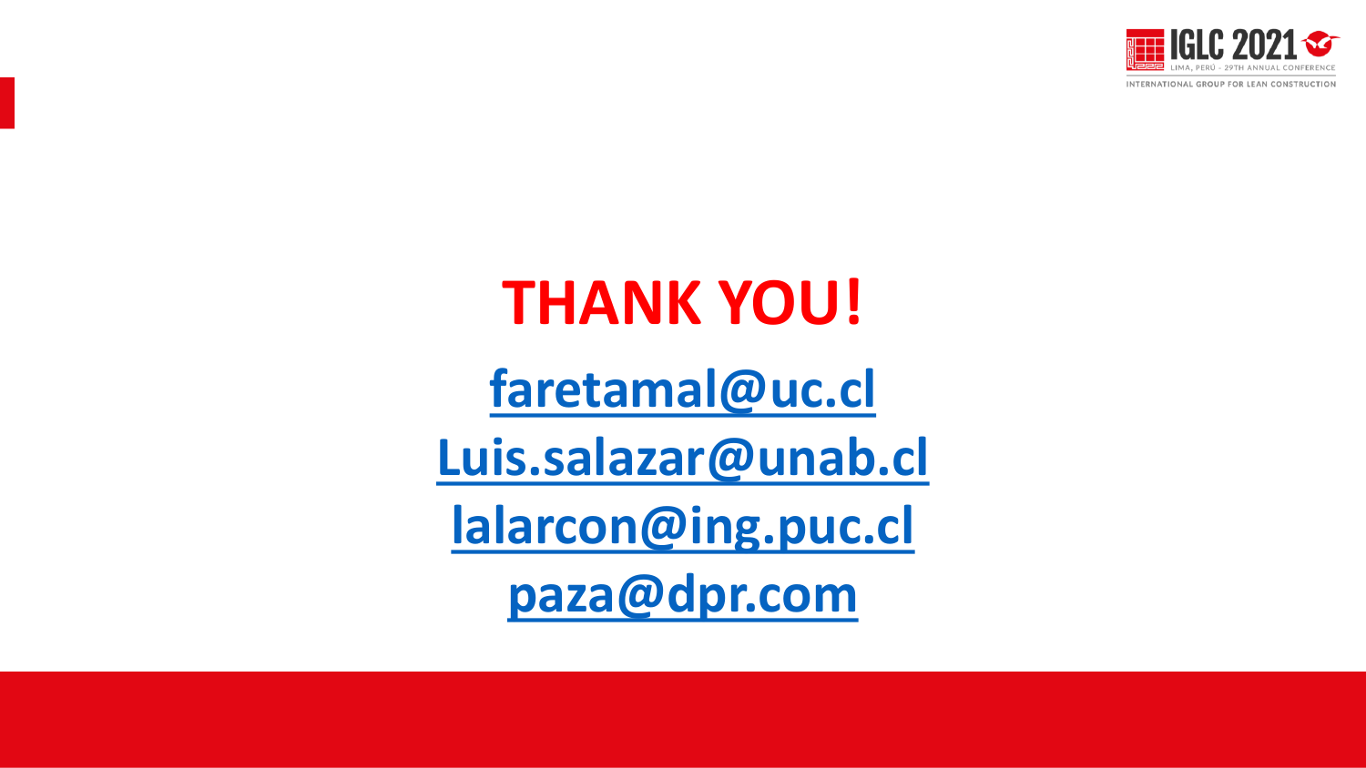# THANK YOU!

faretamal@uc.cl

Luis.salazar@unab.cl

lalarcon@ing.puc.cl

paza@dpr.com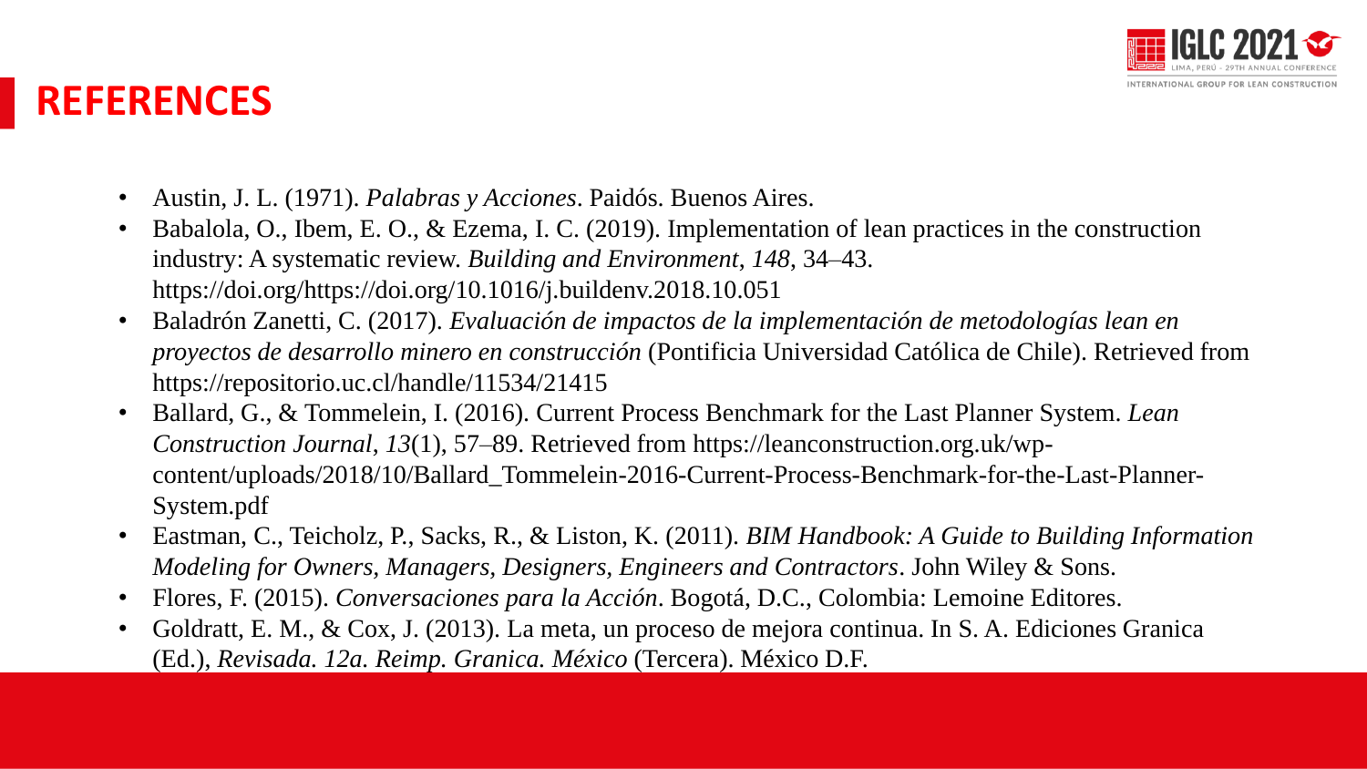# REFERENCES

- Austin, J. L. (1971). *Palabras y Acciones*. Paidós. Buenos Aires.
- Babalola, O., Ibem, E. O., & Ezema, I. C. (2019). Implementation of lean practices in the construction industry: A systematic review. *Building and Environment*, *148*, 34–43. https://doi.org/https://doi.org/10.1016/j.buildenv.2018.10.051
- Baladrón Zanetti, C. (2017). *Evaluación de impactos de la implementación de metodologías lean en proyectos de desarrollo minero en construcción* (Pontificia Universidad Católica de Chile). Retrieved from https://repositorio.uc.cl/handle/11534/21415
- Ballard, G., & Tommelein, I. (2016). Current Process Benchmark for the Last Planner System. *Lean Construction Journal*, *13*(1), 57–89. Retrieved from https://leanconstruction.org.uk/wp-content/uploads/2018/10/Ballard_Tommelein-2016-Current-Process-Benchmark-for-the-Last-Planner-System.pdf
- Eastman, C., Teicholz, P., Sacks, R., & Liston, K. (2011). *BIM Handbook: A Guide to Building Information Modeling for Owners, Managers, Designers, Engineers and Contractors*. John Wiley & Sons.
- Flores, F. (2015). *Conversaciones para la Acción*. Bogotá, D.C., Colombia: Lemoine Editores.
- Goldratt, E. M., & Cox, J. (2013). La meta, un proceso de mejora continua. In S. A. Ediciones Granica (Ed.), *Revisada. 12a. Reimp. Granica. México* (Tercera). México D.F.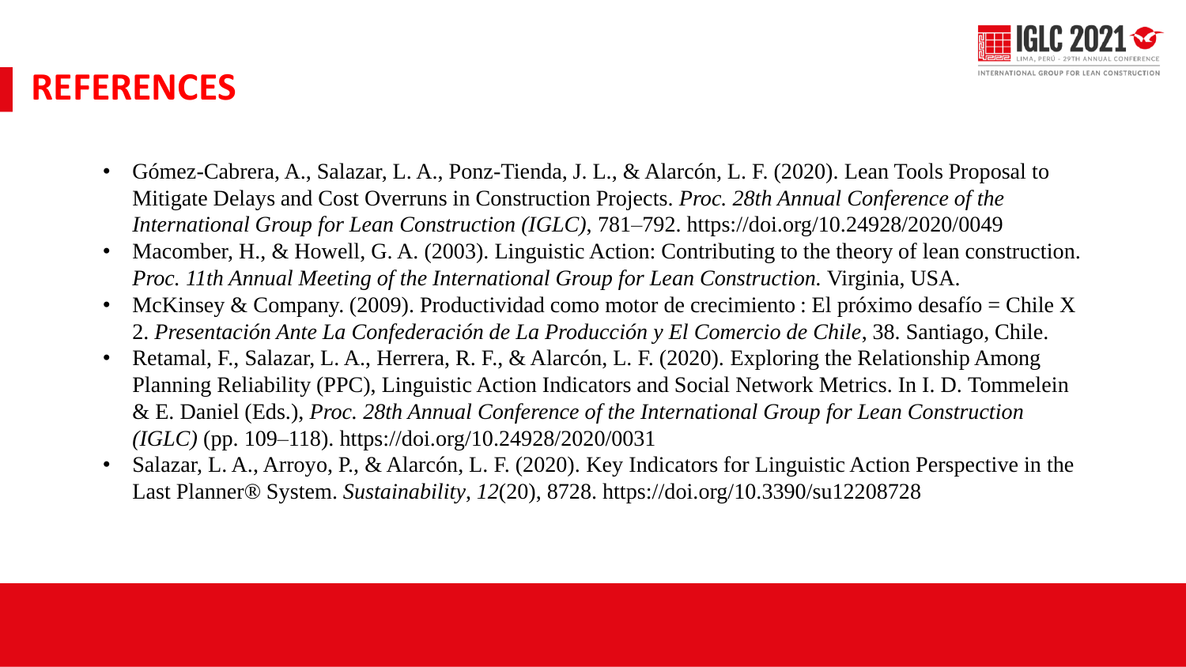# REFERENCES

- Gómez-Cabrera, A., Salazar, L. A., Ponz-Tienda, J. L., & Alarcón, L. F. (2020). Lean Tools Proposal to Mitigate Delays and Cost Overruns in Construction Projects. *Proc. 28th Annual Conference of the International Group for Lean Construction (IGLC)*, 781–792. https://doi.org/10.24928/2020/0049
- Macomber, H., & Howell, G. A. (2003). Linguistic Action: Contributing to the theory of lean construction. *Proc. 11th Annual Meeting of the International Group for Lean Construction.* Virginia, USA.
- McKinsey & Company. (2009). Productividad como motor de crecimiento : El próximo desafío = Chile X 2. *Presentación Ante La Confederación de La Producción y El Comercio de Chile*, 38. Santiago, Chile.
- Retamal, F., Salazar, L. A., Herrera, R. F., & Alarcón, L. F. (2020). Exploring the Relationship Among Planning Reliability (PPC), Linguistic Action Indicators and Social Network Metrics. In I. D. Tommelein & E. Daniel (Eds.), *Proc. 28th Annual Conference of the International Group for Lean Construction (IGLC)* (pp. 109–118). https://doi.org/10.24928/2020/0031
- Salazar, L. A., Arroyo, P., & Alarcón, L. F. (2020). Key Indicators for Linguistic Action Perspective in the Last Planner® System. *Sustainability*, *12*(20), 8728. https://doi.org/10.3390/su12208728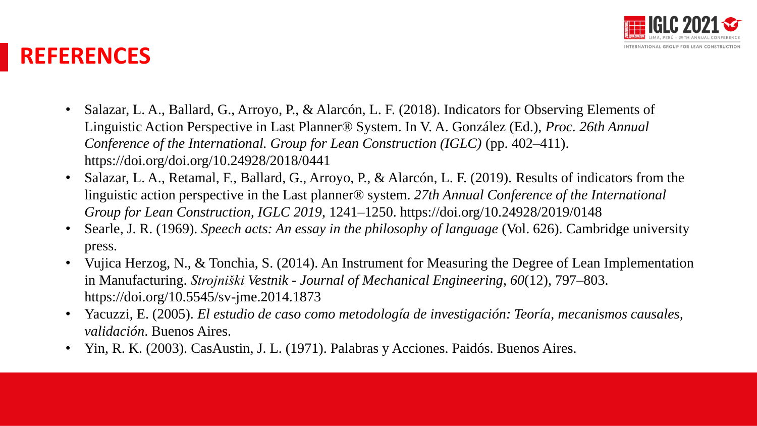# REFERENCES

- Salazar, L. A., Ballard, G., Arroyo, P., & Alarcón, L. F. (2018). Indicators for Observing Elements of Linguistic Action Perspective in Last Planner® System. In V. A. González (Ed.), *Proc. 26th Annual Conference of the International. Group for Lean Construction (IGLC)* (pp. 402–411). https://doi.org/doi.org/10.24928/2018/0441
- Salazar, L. A., Retamal, F., Ballard, G., Arroyo, P., & Alarcón, L. F. (2019). Results of indicators from the linguistic action perspective in the Last planner® system. *27th Annual Conference of the International Group for Lean Construction, IGLC 2019*, 1241–1250. https://doi.org/10.24928/2019/0148
- Searle, J. R. (1969). *Speech acts: An essay in the philosophy of language* (Vol. 626). Cambridge university press.
- Vujica Herzog, N., & Tonchia, S. (2014). An Instrument for Measuring the Degree of Lean Implementation in Manufacturing. *Strojniški Vestnik - Journal of Mechanical Engineering*, *60*(12), 797–803. https://doi.org/10.5545/sv-jme.2014.1873
- Yacuzzi, E. (2005). *El estudio de caso como metodología de investigación: Teoría, mecanismos causales, validación*. Buenos Aires.
- Yin, R. K. (2003). CasAustin, J. L. (1971). Palabras y Acciones. Paidós. Buenos Aires.